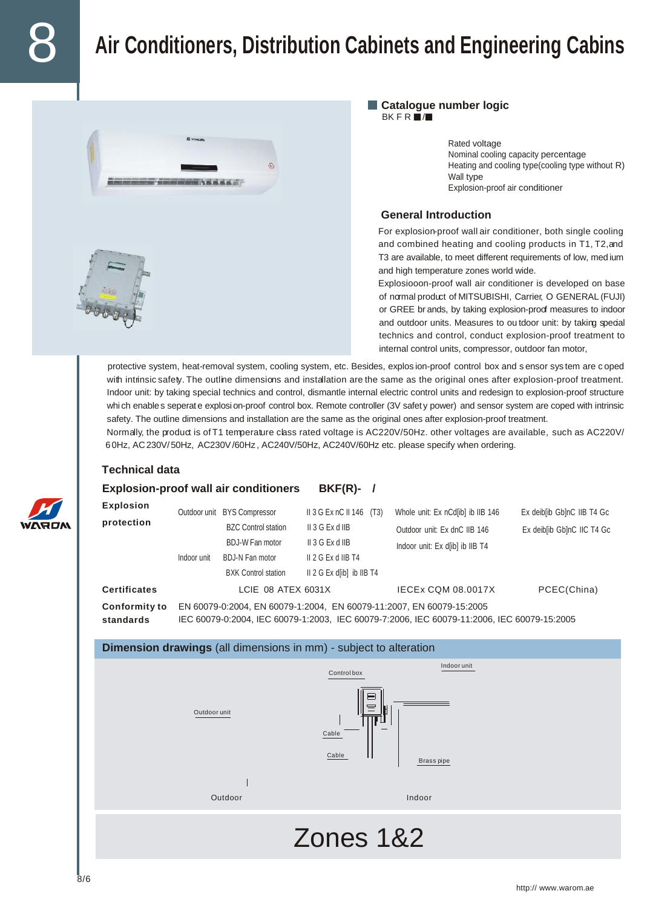# Air Conditioners, Distribution Cabinets and Engineering Cabins

## Catalogue number logic

BK F R ■/■

- Rated voltage
- Nominal cooling capacity percentage
- Heating and cooling type(cooling type without R)
- Wall type
- Explosion-proof air conditioner

## General Introduction

For explosion-proof wall air conditioner, both single cooling and combined heating and cooling products in T1, T2,and T3 are available, to meet different requirements of low, medium and high temperature zones world wide.

Explosiooon-proof wall air conditioner is developed on base of normal product of MITSUBISHI, Carrier, O GENERAL (FUJI) or GREE brands, by taking explosion-proof measures to indoor and outdoor units. Measures to outdoor unit: by taking special technics and control, conduct explosion-proof treatment to internal control units, compressor, outdoor fan motor, protective system, heat-removal system, cooling system, etc. Besides, explosion-proof control box and sensor system are coped with intrinsic safety. The outline dimensions and installation are the same as the original ones after explosion-proof treatment. Indoor unit: by taking special technics and control, dismantle internal electric control units and redesign to explosion-proof structure which enables seperate explosion-proof control box. Remote controller (3V safety power) and sensor system are coped with intrinsic safety. The outline dimensions and installation are the same as the original ones after explosion-proof treatment.

Normally, the product is of T1 temperature class rated voltage is AC220V/50Hz. other voltages are available, such as AC220V/60Hz, AC230V/50Hz, AC230V/60Hz, AC240V/50Hz, AC240V/60Hz etc. please specify when ordering.

## Technical data

### Explosion-proof wall air conditioners BKF(R)- /

| | | | | | |
|---|---|---|---|---|---|
| **Explosion protection** | Outdoor unit | BYS Compressor | II 3 G Ex nC II 146 (T3) | Whole unit: Ex nCd[ib] ib IIB 146 | Ex deib[ib Gb]nC IIB T4 Gc |
| | | BZC Control station | II 3 G Ex d IIB | Outdoor unit: Ex dnC IIB 146 | Ex deib[ib Gb]nC IIC T4 Gc |
| | | BDJ-W Fan motor | II 3 G Ex d IIB | Indoor unit: Ex d[ib] ib IIB T4 | |
| | Indoor unit | BDJ-N Fan motor | II 2 G Ex d IIB T4 | | |
| | | BXK Control station | II 2 G Ex d[ib] ib IIB T4 | | |
| **Certificates** | LCIE 08 ATEX 6031X | | | IECEx CQM 08.0017X | PCEC(China) |
| **Conformity to standards** | EN 60079-0:2004, EN 60079-1:2004, EN 60079-11:2007, EN 60079-15:2005<br>IEC 60079-0:2004, IEC 60079-1:2003, IEC 60079-7:2006, IEC 60079-11:2006, IEC 60079-15:2005 | | | | |

## Dimension drawings (all dimensions in mm) - subject to alteration

Control box | Indoor unit | Outdoor unit | Cable | Cable | Brass pipe

Outdoor | Indoor

# Zones 1&2

http:// www.warom.ae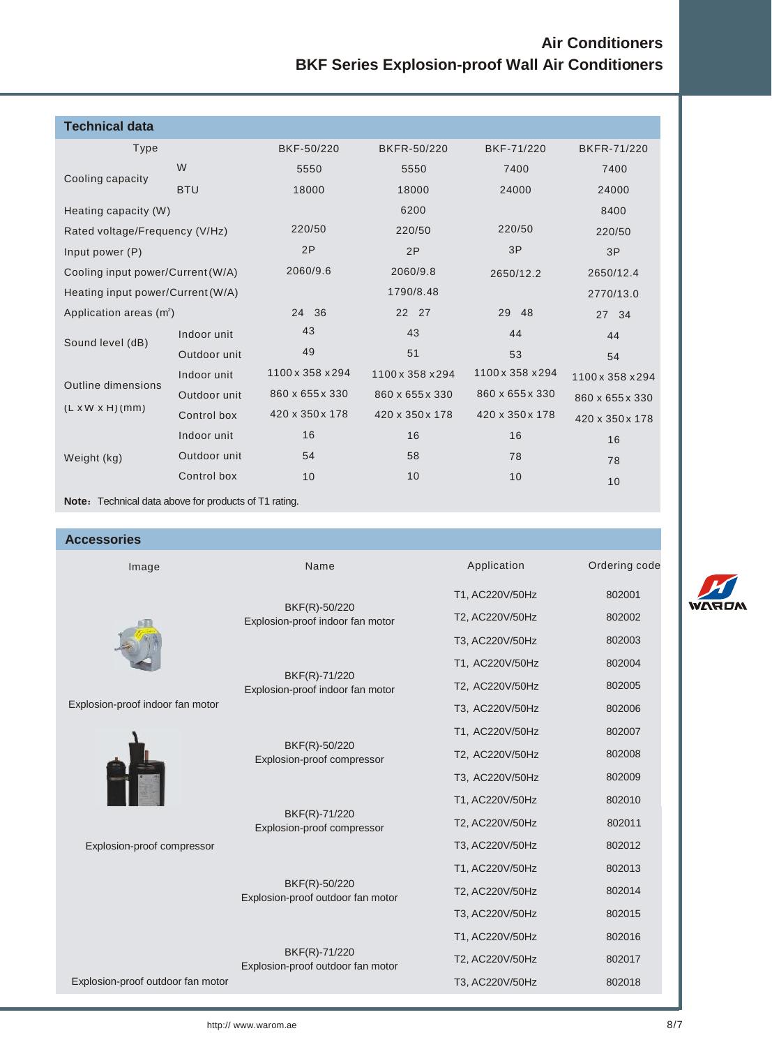# Air Conditioners
## BKF Series Explosion-proof Wall Air Conditioners

### Technical data

| Type | | BKF-50/220 | BKFR-50/220 | BKF-71/220 | BKFR-71/220 |
|---|---|---|---|---|---|
| Cooling capacity | W | 5550 | 5550 | 7400 | 7400 |
| | BTU | 18000 | 18000 | 24000 | 24000 |
| Heating capacity (W) | | | 6200 | | 8400 |
| Rated voltage/Frequency (V/Hz) | | 220/50 | 220/50 | 220/50 | 220/50 |
| Input power (P) | | 2P | 2P | 3P | 3P |
| Cooling input power/Current (W/A) | | 2060/9.6 | 2060/9.8 | 2650/12.2 | 2650/12.4 |
| Heating input power/Current (W/A) | | | 1790/8.48 | | 2770/13.0 |
| Application areas ($m^2$) | | 24 36 | 22 27 | 29 48 | 27 34 |
| Sound level (dB) | Indoor unit | 43 | 43 | 44 | 44 |
| | Outdoor unit | 49 | 51 | 53 | 54 |
| Outline dimensions (L x W x H) (mm) | Indoor unit | 1100 x 358 x 294 | 1100 x 358 x 294 | 1100 x 358 x 294 | 1100 x 358 x 294 |
| | Outdoor unit | 860 x 655 x 330 | 860 x 655 x 330 | 860 x 655 x 330 | 860 x 655 x 330 |
| | Control box | 420 x 350 x 178 | 420 x 350 x 178 | 420 x 350 x 178 | 420 x 350 x 178 |
| Weight (kg) | Indoor unit | 16 | 16 | 16 | 16 |
| | Outdoor unit | 54 | 58 | 78 | 78 |
| | Control box | 10 | 10 | 10 | 10 |

**Note:** Technical data above for products of T1 rating.

### Accessories

| Image | Name | Application | Ordering code |
|---|---|---|---|
| Explosion-proof indoor fan motor | BKF(R)-50/220 Explosion-proof indoor fan motor | T1, AC220V/50Hz | 802001 |
| | | T2, AC220V/50Hz | 802002 |
| | | T3, AC220V/50Hz | 802003 |
| | BKF(R)-71/220 Explosion-proof indoor fan motor | T1, AC220V/50Hz | 802004 |
| | | T2, AC220V/50Hz | 802005 |
| | | T3, AC220V/50Hz | 802006 |
| Explosion-proof compressor | BKF(R)-50/220 Explosion-proof compressor | T1, AC220V/50Hz | 802007 |
| | | T2, AC220V/50Hz | 802008 |
| | | T3, AC220V/50Hz | 802009 |
| | BKF(R)-71/220 Explosion-proof compressor | T1, AC220V/50Hz | 802010 |
| | | T2, AC220V/50Hz | 802011 |
| | | T3, AC220V/50Hz | 802012 |
| Explosion-proof outdoor fan motor | BKF(R)-50/220 Explosion-proof outdoor fan motor | T1, AC220V/50Hz | 802013 |
| | | T2, AC220V/50Hz | 802014 |
| | | T3, AC220V/50Hz | 802015 |
| | BKF(R)-71/220 Explosion-proof outdoor fan motor | T1, AC220V/50Hz | 802016 |
| | | T2, AC220V/50Hz | 802017 |
| | | T3, AC220V/50Hz | 802018 |